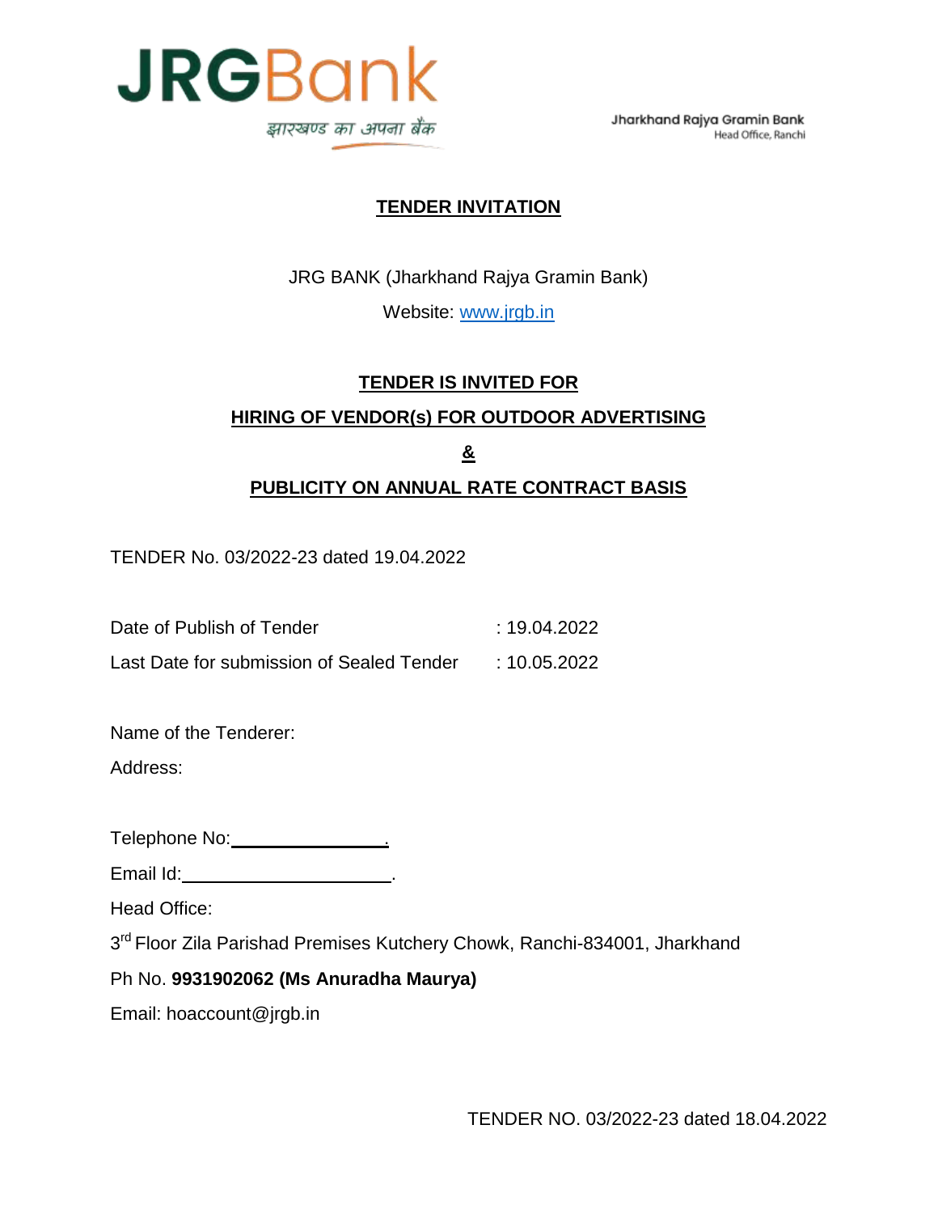JRGBank

झारखण्ड का अपना बैंक

Jharkhand Rajya Gramin Bank
Head Office, Ranchi

# TENDER INVITATION

JRG BANK (Jharkhand Rajya Gramin Bank)

Website: www.jrgb.in

## TENDER IS INVITED FOR

## HIRING OF VENDOR(s) FOR OUTDOOR ADVERTISING

## &

## PUBLICITY ON ANNUAL RATE CONTRACT BASIS

TENDER No. 03/2022-23 dated 19.04.2022

Date of Publish of Tender : 19.04.2022

Last Date for submission of Sealed Tender : 10.05.2022

Name of the Tenderer:

Address:

Telephone No:________________.

Email Id:______________________.

Head Office:

3rd Floor Zila Parishad Premises Kutchery Chowk, Ranchi-834001, Jharkhand

Ph No. **9931902062 (Ms Anuradha Maurya)**

Email: hoaccount@jrgb.in

TENDER NO. 03/2022-23 dated 18.04.2022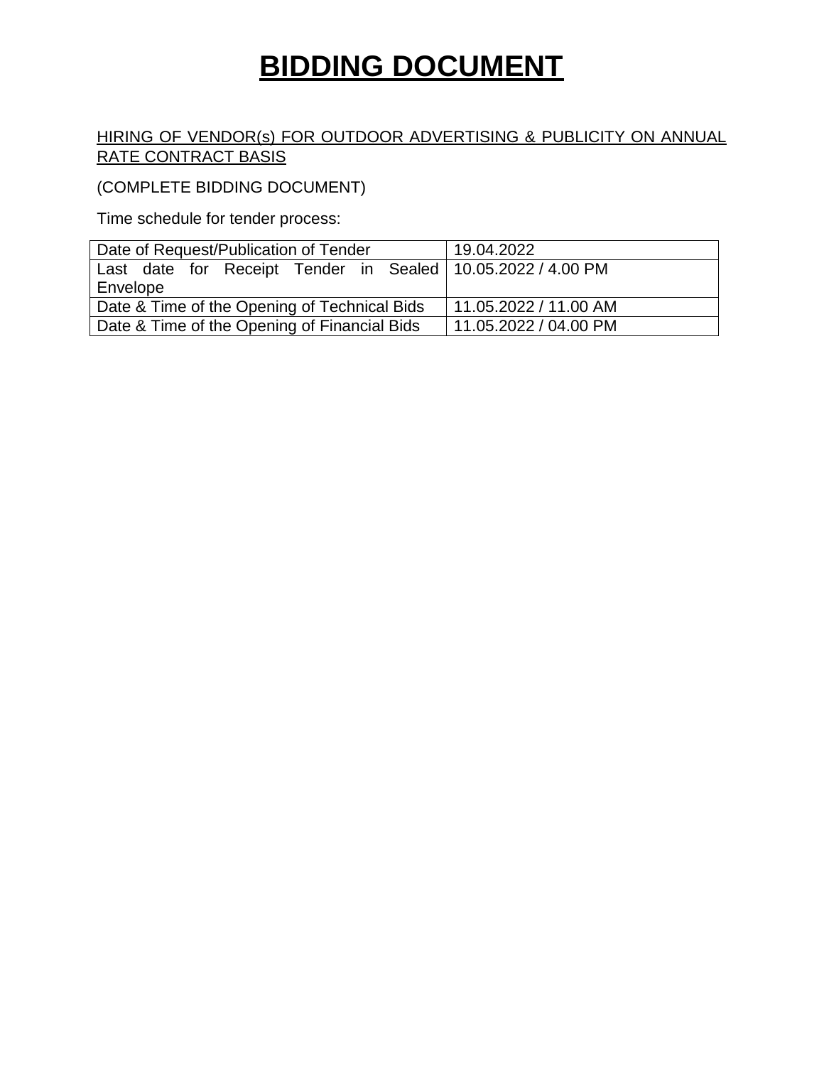# BIDDING DOCUMENT

HIRING OF VENDOR(s) FOR OUTDOOR ADVERTISING & PUBLICITY ON ANNUAL RATE CONTRACT BASIS

(COMPLETE BIDDING DOCUMENT)

Time schedule for tender process:

| Date of Request/Publication of Tender | 19.04.2022 |
|---|---|
| Last date for Receipt Tender in Sealed Envelope | 10.05.2022 / 4.00 PM |
| Date & Time of the Opening of Technical Bids | 11.05.2022 / 11.00 AM |
| Date & Time of the Opening of Financial Bids | 11.05.2022 / 04.00 PM |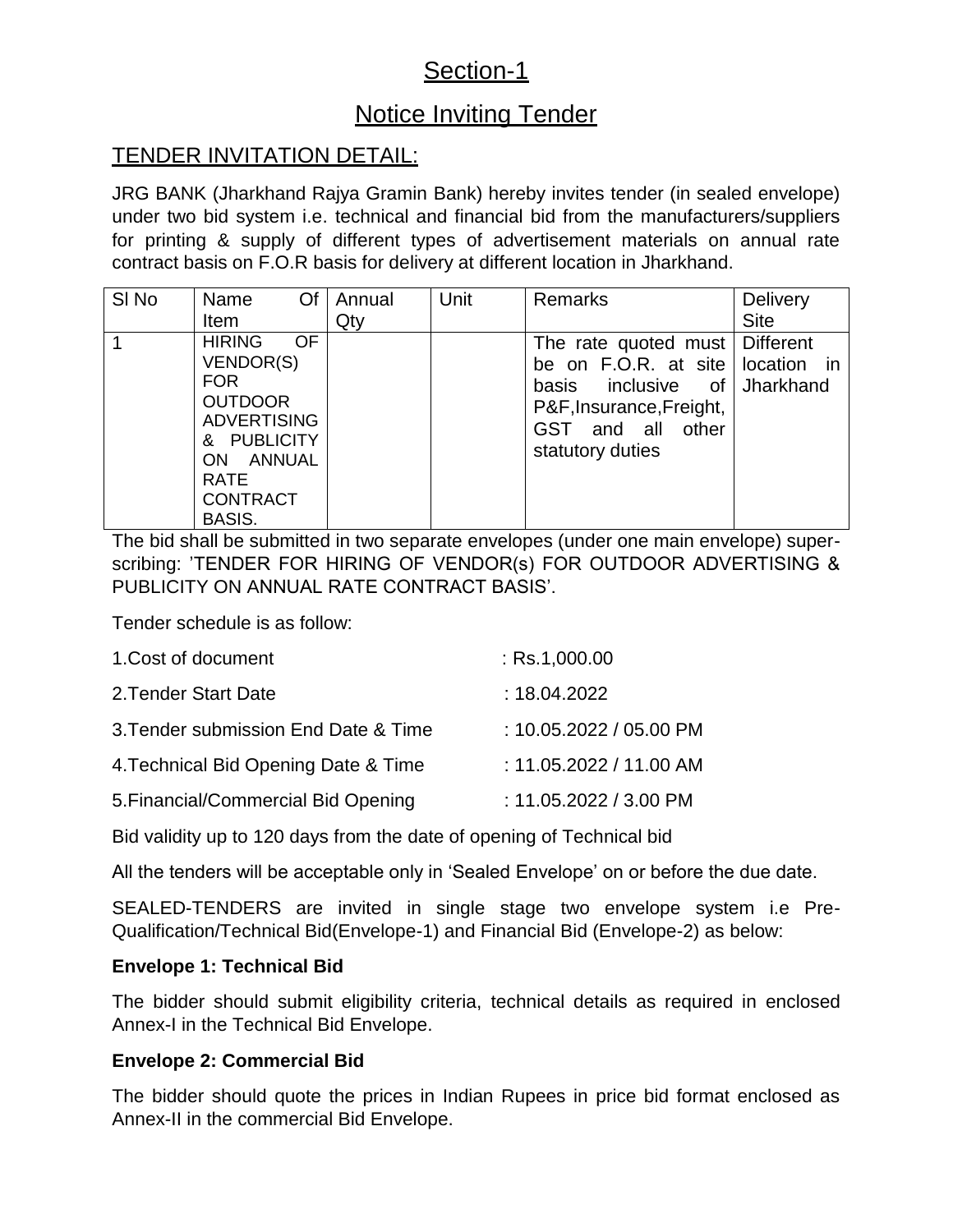# Section-1

## Notice Inviting Tender

### TENDER INVITATION DETAIL:

JRG BANK (Jharkhand Rajya Gramin Bank) hereby invites tender (in sealed envelope) under two bid system i.e. technical and financial bid from the manufacturers/suppliers for printing & supply of different types of advertisement materials on annual rate contract basis on F.O.R basis for delivery at different location in Jharkhand.

| Sl No | Name Of Item | Annual Qty | Unit | Remarks | Delivery Site |
|---|---|---|---|---|---|
| 1 | HIRING OF VENDOR(S) FOR OUTDOOR ADVERTISING & PUBLICITY ON ANNUAL RATE CONTRACT BASIS. | | | The rate quoted must be on F.O.R. at site basis inclusive of P&F,Insurance,Freight, GST and all other statutory duties | Different location in Jharkhand |

The bid shall be submitted in two separate envelopes (under one main envelope) super-scribing: 'TENDER FOR HIRING OF VENDOR(s) FOR OUTDOOR ADVERTISING & PUBLICITY ON ANNUAL RATE CONTRACT BASIS'.

Tender schedule is as follow:

| | |
|---|---|
| 1.Cost of document | : Rs.1,000.00 |
| 2.Tender Start Date | : 18.04.2022 |
| 3.Tender submission End Date & Time | : 10.05.2022 / 05.00 PM |
| 4.Technical Bid Opening Date & Time | : 11.05.2022 / 11.00 AM |
| 5.Financial/Commercial Bid Opening | : 11.05.2022 / 3.00 PM |

Bid validity up to 120 days from the date of opening of Technical bid

All the tenders will be acceptable only in 'Sealed Envelope' on or before the due date.

SEALED-TENDERS are invited in single stage two envelope system i.e Pre-Qualification/Technical Bid(Envelope-1) and Financial Bid (Envelope-2) as below:

**Envelope 1: Technical Bid**

The bidder should submit eligibility criteria, technical details as required in enclosed Annex-I in the Technical Bid Envelope.

**Envelope 2: Commercial Bid**

The bidder should quote the prices in Indian Rupees in price bid format enclosed as Annex-II in the commercial Bid Envelope.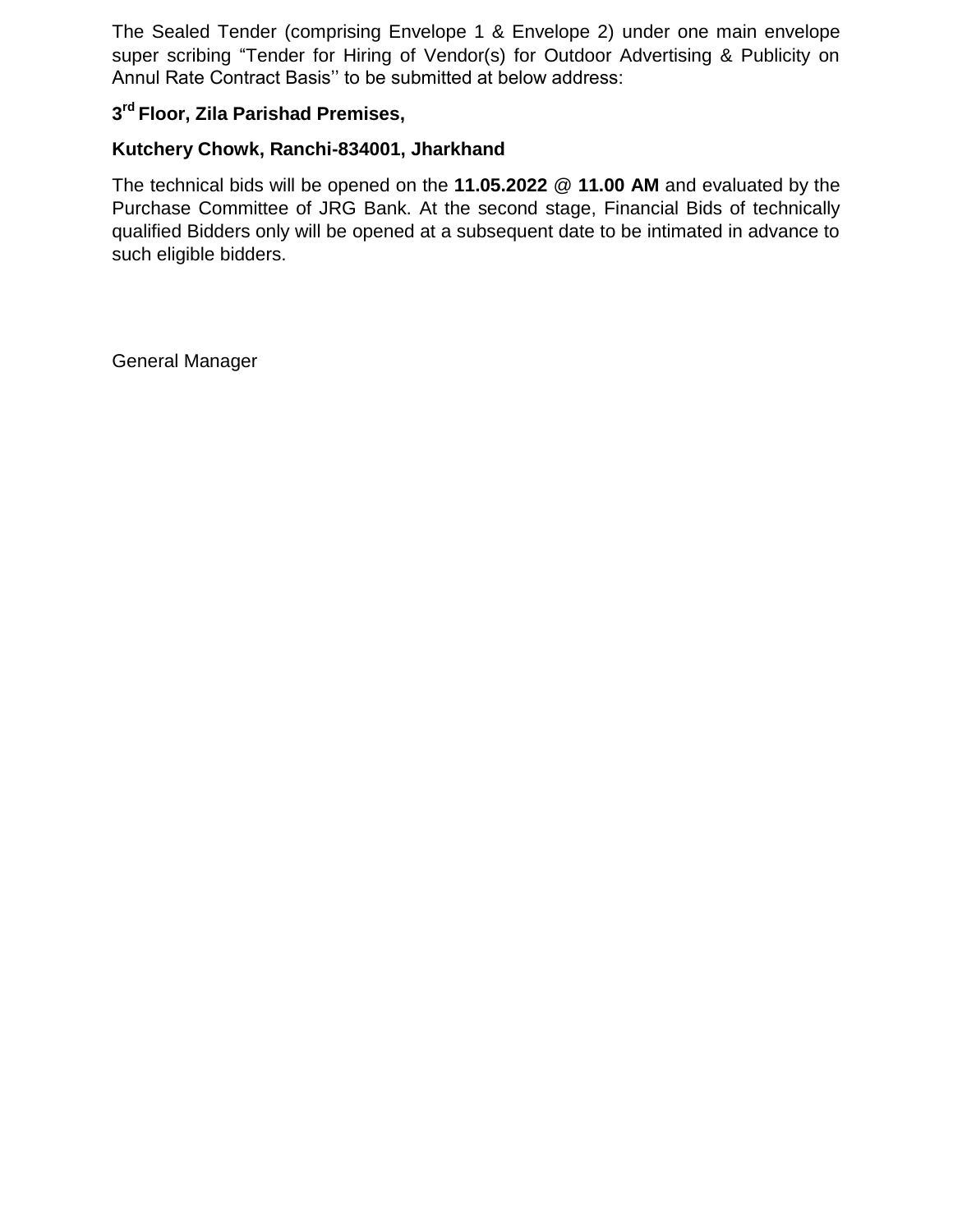The Sealed Tender (comprising Envelope 1 & Envelope 2) under one main envelope super scribing "Tender for Hiring of Vendor(s) for Outdoor Advertising & Publicity on Annul Rate Contract Basis'' to be submitted at below address:

**3rd Floor, Zila Parishad Premises,**

**Kutchery Chowk, Ranchi-834001, Jharkhand**

The technical bids will be opened on the **11.05.2022 @ 11.00 AM** and evaluated by the Purchase Committee of JRG Bank. At the second stage, Financial Bids of technically qualified Bidders only will be opened at a subsequent date to be intimated in advance to such eligible bidders.

General Manager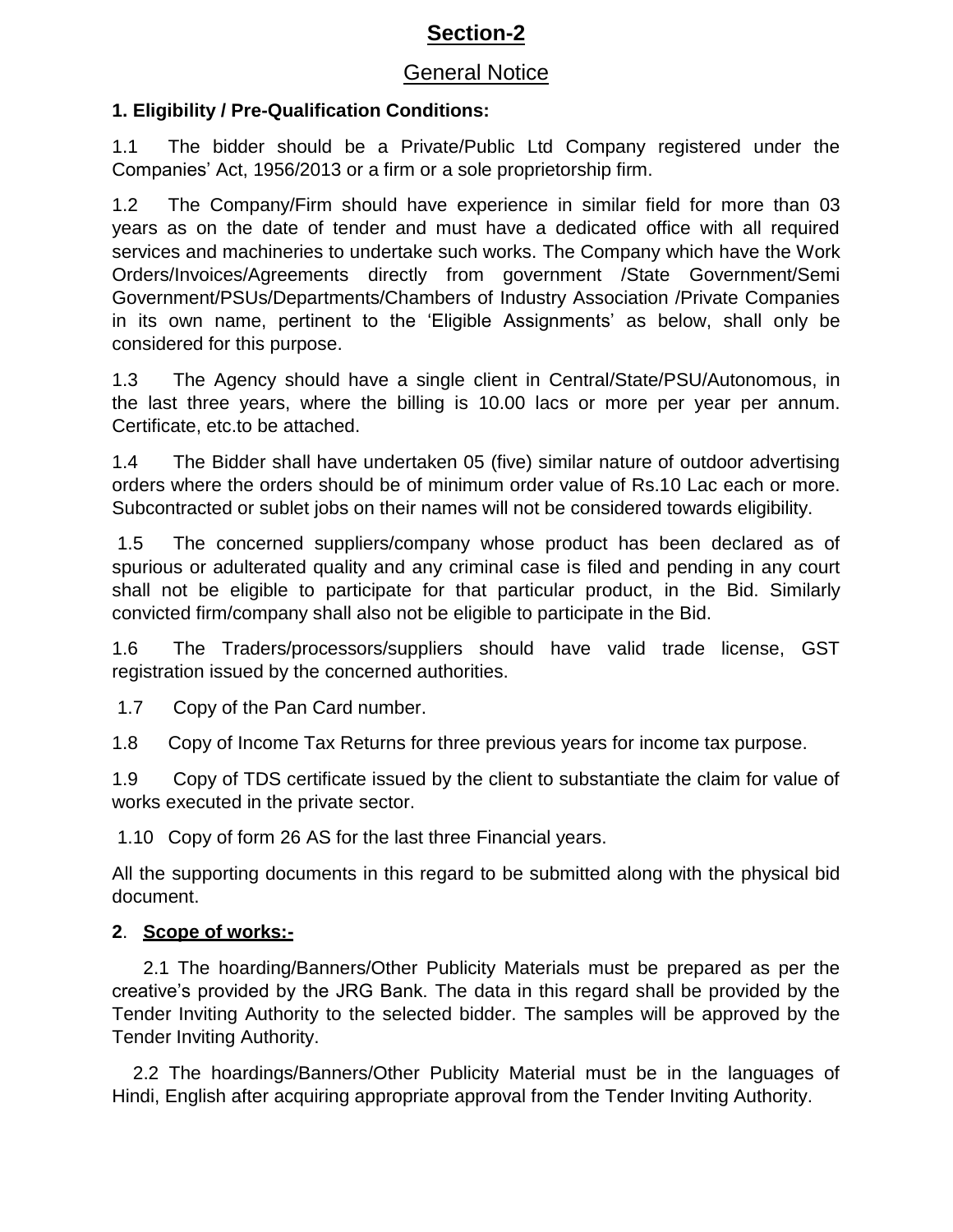# Section-2

## General Notice

### 1. Eligibility / Pre-Qualification Conditions:

1.1 The bidder should be a Private/Public Ltd Company registered under the Companies' Act, 1956/2013 or a firm or a sole proprietorship firm.

1.2 The Company/Firm should have experience in similar field for more than 03 years as on the date of tender and must have a dedicated office with all required services and machineries to undertake such works. The Company which have the Work Orders/Invoices/Agreements directly from government /State Government/Semi Government/PSUs/Departments/Chambers of Industry Association /Private Companies in its own name, pertinent to the 'Eligible Assignments' as below, shall only be considered for this purpose.

1.3 The Agency should have a single client in Central/State/PSU/Autonomous, in the last three years, where the billing is 10.00 lacs or more per year per annum. Certificate, etc.to be attached.

1.4 The Bidder shall have undertaken 05 (five) similar nature of outdoor advertising orders where the orders should be of minimum order value of Rs.10 Lac each or more. Subcontracted or sublet jobs on their names will not be considered towards eligibility.

1.5 The concerned suppliers/company whose product has been declared as of spurious or adulterated quality and any criminal case is filed and pending in any court shall not be eligible to participate for that particular product, in the Bid. Similarly convicted firm/company shall also not be eligible to participate in the Bid.

1.6 The Traders/processors/suppliers should have valid trade license, GST registration issued by the concerned authorities.

1.7 Copy of the Pan Card number.

1.8 Copy of Income Tax Returns for three previous years for income tax purpose.

1.9 Copy of TDS certificate issued by the client to substantiate the claim for value of works executed in the private sector.

1.10 Copy of form 26 AS for the last three Financial years.

All the supporting documents in this regard to be submitted along with the physical bid document.

### 2. Scope of works:-

2.1 The hoarding/Banners/Other Publicity Materials must be prepared as per the creative's provided by the JRG Bank. The data in this regard shall be provided by the Tender Inviting Authority to the selected bidder. The samples will be approved by the Tender Inviting Authority.

2.2 The hoardings/Banners/Other Publicity Material must be in the languages of Hindi, English after acquiring appropriate approval from the Tender Inviting Authority.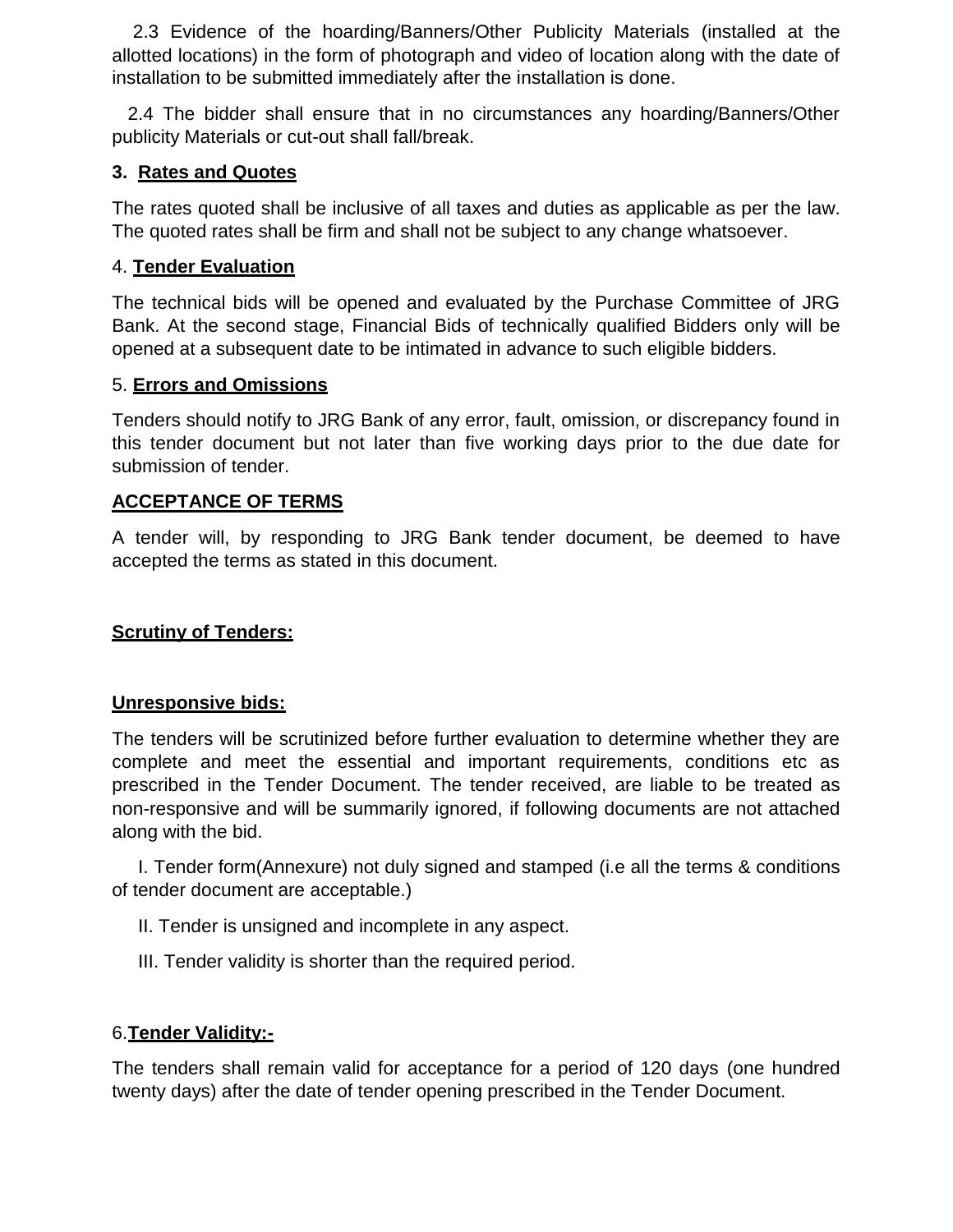2.3 Evidence of the hoarding/Banners/Other Publicity Materials (installed at the allotted locations) in the form of photograph and video of location along with the date of installation to be submitted immediately after the installation is done.

2.4 The bidder shall ensure that in no circumstances any hoarding/Banners/Other publicity Materials or cut-out shall fall/break.

**3. Rates and Quotes**

The rates quoted shall be inclusive of all taxes and duties as applicable as per the law. The quoted rates shall be firm and shall not be subject to any change whatsoever.

4. **Tender Evaluation**

The technical bids will be opened and evaluated by the Purchase Committee of JRG Bank. At the second stage, Financial Bids of technically qualified Bidders only will be opened at a subsequent date to be intimated in advance to such eligible bidders.

5. **Errors and Omissions**

Tenders should notify to JRG Bank of any error, fault, omission, or discrepancy found in this tender document but not later than five working days prior to the due date for submission of tender.

**ACCEPTANCE OF TERMS**

A tender will, by responding to JRG Bank tender document, be deemed to have accepted the terms as stated in this document.

**Scrutiny of Tenders:**

**Unresponsive bids:**

The tenders will be scrutinized before further evaluation to determine whether they are complete and meet the essential and important requirements, conditions etc as prescribed in the Tender Document. The tender received, are liable to be treated as non-responsive and will be summarily ignored, if following documents are not attached along with the bid.

I. Tender form(Annexure) not duly signed and stamped (i.e all the terms & conditions of tender document are acceptable.)

II. Tender is unsigned and incomplete in any aspect.

III. Tender validity is shorter than the required period.

6.**Tender Validity:-**

The tenders shall remain valid for acceptance for a period of 120 days (one hundred twenty days) after the date of tender opening prescribed in the Tender Document.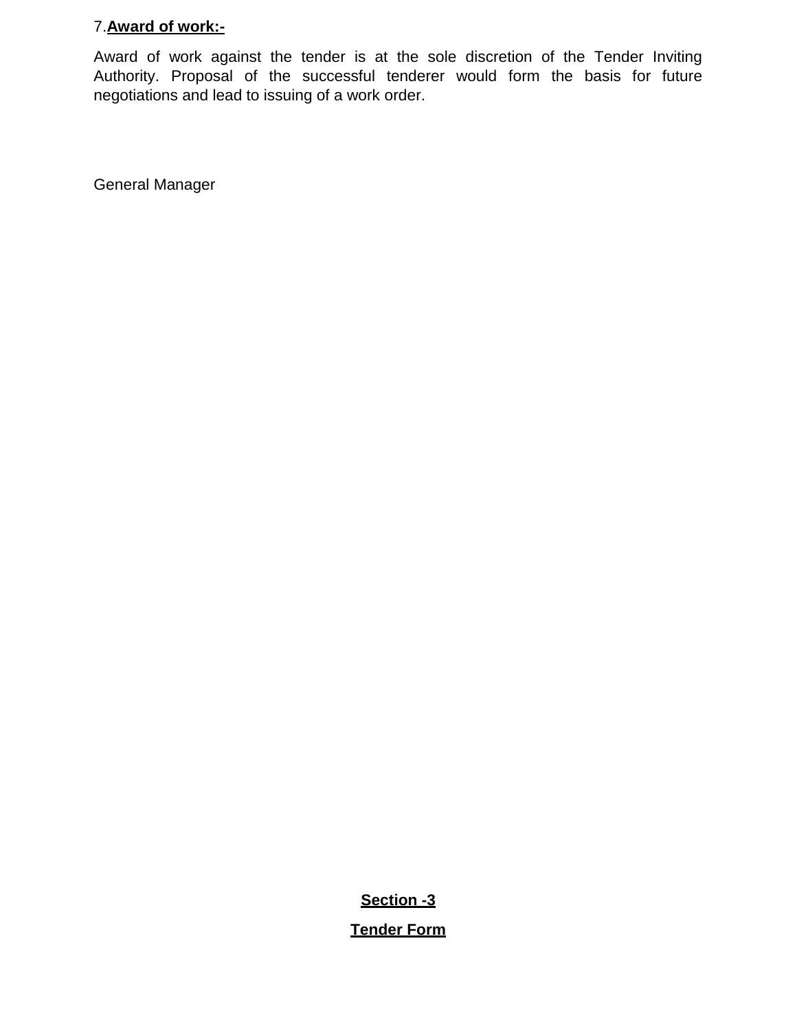7.**Award of work:-**

Award of work against the tender is at the sole discretion of the Tender Inviting Authority. Proposal of the successful tenderer would form the basis for future negotiations and lead to issuing of a work order.

General Manager

## Section -3

## Tender Form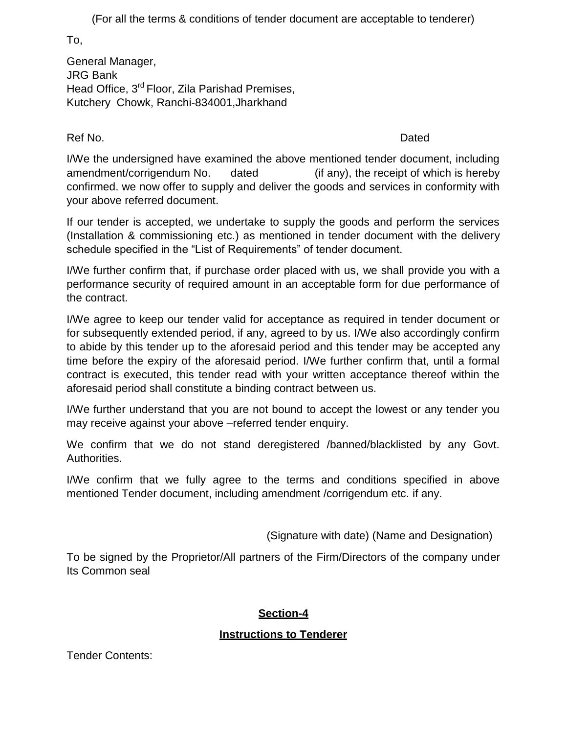(For all the terms & conditions of tender document are acceptable to tenderer)

To,

General Manager,
JRG Bank
Head Office, 3rd Floor, Zila Parishad Premises,
Kutchery Chowk, Ranchi-834001,Jharkhand

Ref No. Dated

I/We the undersigned have examined the above mentioned tender document, including amendment/corrigendum No. dated (if any), the receipt of which is hereby confirmed. we now offer to supply and deliver the goods and services in conformity with your above referred document.

If our tender is accepted, we undertake to supply the goods and perform the services (Installation & commissioning etc.) as mentioned in tender document with the delivery schedule specified in the "List of Requirements" of tender document.

I/We further confirm that, if purchase order placed with us, we shall provide you with a performance security of required amount in an acceptable form for due performance of the contract.

I/We agree to keep our tender valid for acceptance as required in tender document or for subsequently extended period, if any, agreed to by us. I/We also accordingly confirm to abide by this tender up to the aforesaid period and this tender may be accepted any time before the expiry of the aforesaid period. I/We further confirm that, until a formal contract is executed, this tender read with your written acceptance thereof within the aforesaid period shall constitute a binding contract between us.

I/We further understand that you are not bound to accept the lowest or any tender you may receive against your above –referred tender enquiry.

We confirm that we do not stand deregistered /banned/blacklisted by any Govt. Authorities.

I/We confirm that we fully agree to the terms and conditions specified in above mentioned Tender document, including amendment /corrigendum etc. if any.

(Signature with date) (Name and Designation)

To be signed by the Proprietor/All partners of the Firm/Directors of the company under Its Common seal

## Section-4

## Instructions to Tenderer

Tender Contents: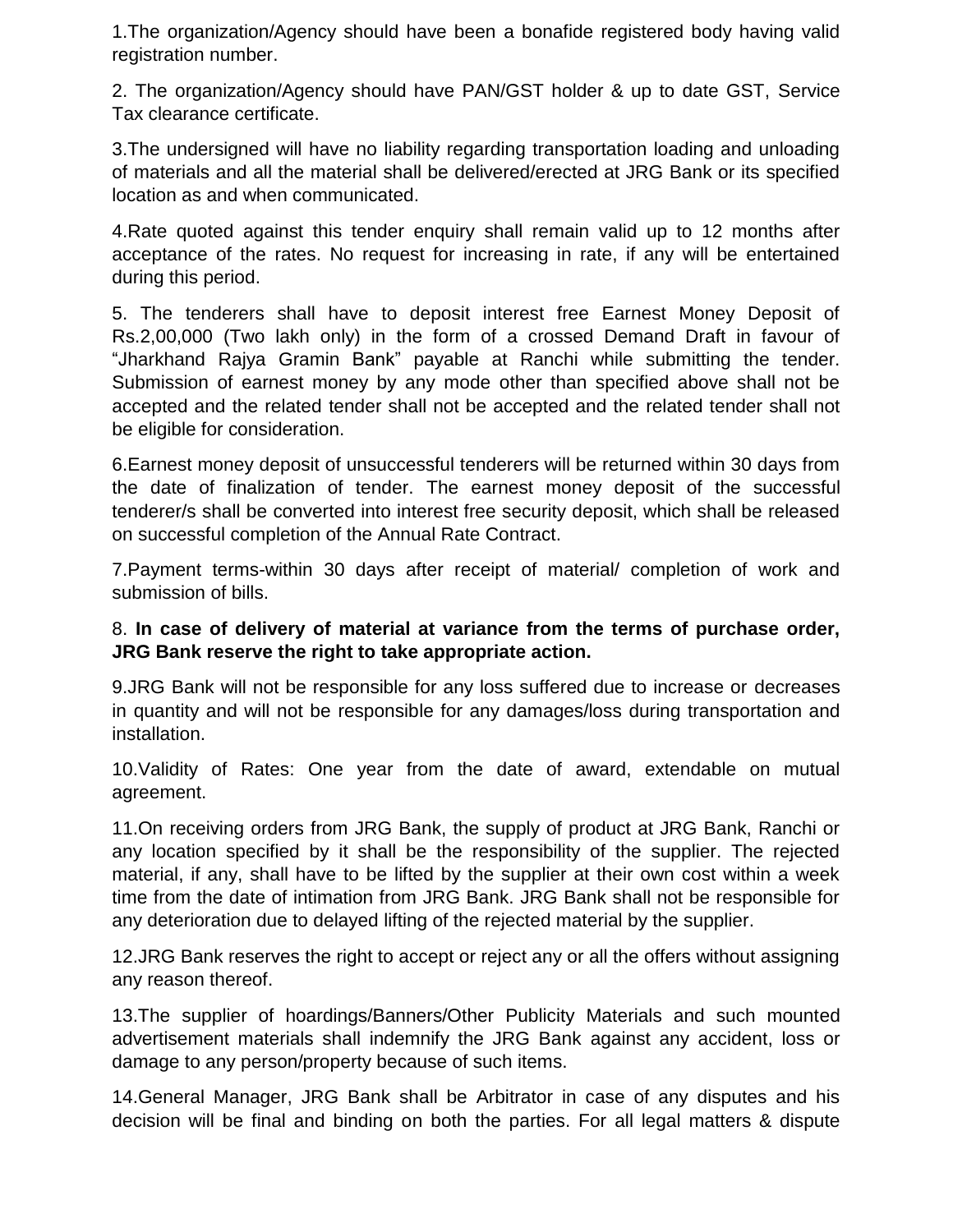1.The organization/Agency should have been a bonafide registered body having valid registration number.

2. The organization/Agency should have PAN/GST holder & up to date GST, Service Tax clearance certificate.

3.The undersigned will have no liability regarding transportation loading and unloading of materials and all the material shall be delivered/erected at JRG Bank or its specified location as and when communicated.

4.Rate quoted against this tender enquiry shall remain valid up to 12 months after acceptance of the rates. No request for increasing in rate, if any will be entertained during this period.

5. The tenderers shall have to deposit interest free Earnest Money Deposit of Rs.2,00,000 (Two lakh only) in the form of a crossed Demand Draft in favour of "Jharkhand Rajya Gramin Bank" payable at Ranchi while submitting the tender. Submission of earnest money by any mode other than specified above shall not be accepted and the related tender shall not be accepted and the related tender shall not be eligible for consideration.

6.Earnest money deposit of unsuccessful tenderers will be returned within 30 days from the date of finalization of tender. The earnest money deposit of the successful tenderer/s shall be converted into interest free security deposit, which shall be released on successful completion of the Annual Rate Contract.

7.Payment terms-within 30 days after receipt of material/ completion of work and submission of bills.

8. **In case of delivery of material at variance from the terms of purchase order, JRG Bank reserve the right to take appropriate action.**

9.JRG Bank will not be responsible for any loss suffered due to increase or decreases in quantity and will not be responsible for any damages/loss during transportation and installation.

10.Validity of Rates: One year from the date of award, extendable on mutual agreement.

11.On receiving orders from JRG Bank, the supply of product at JRG Bank, Ranchi or any location specified by it shall be the responsibility of the supplier. The rejected material, if any, shall have to be lifted by the supplier at their own cost within a week time from the date of intimation from JRG Bank. JRG Bank shall not be responsible for any deterioration due to delayed lifting of the rejected material by the supplier.

12.JRG Bank reserves the right to accept or reject any or all the offers without assigning any reason thereof.

13.The supplier of hoardings/Banners/Other Publicity Materials and such mounted advertisement materials shall indemnify the JRG Bank against any accident, loss or damage to any person/property because of such items.

14.General Manager, JRG Bank shall be Arbitrator in case of any disputes and his decision will be final and binding on both the parties. For all legal matters & dispute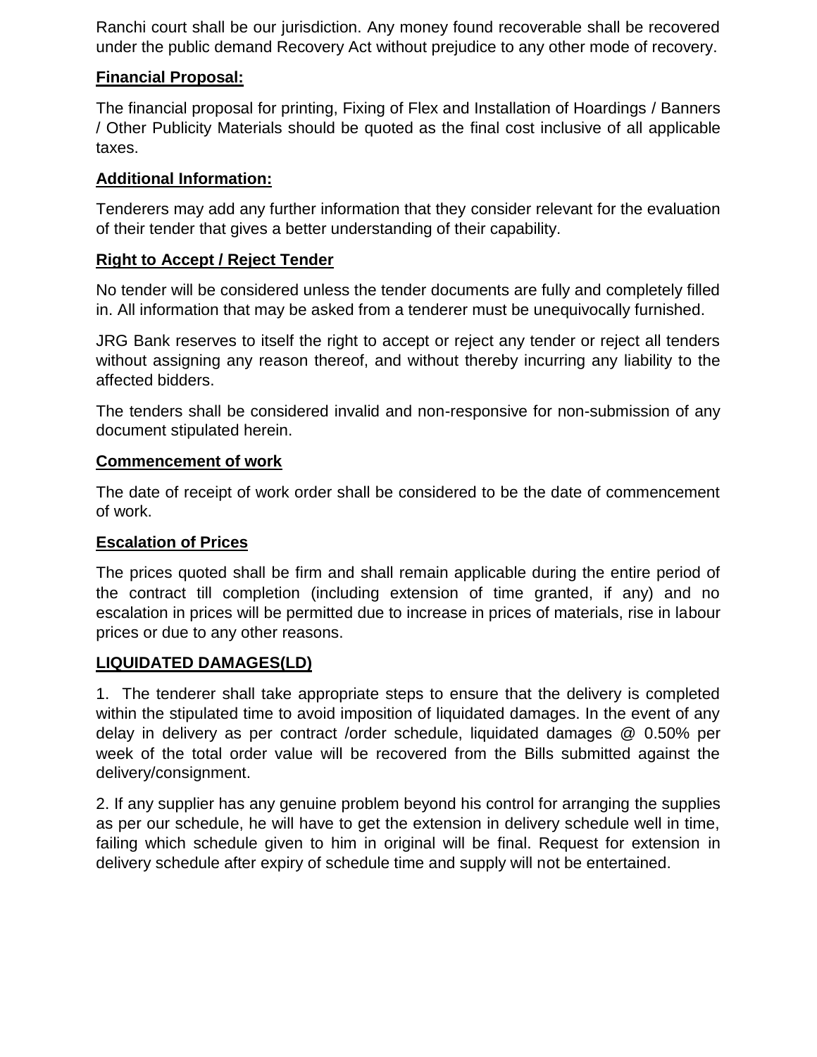Ranchi court shall be our jurisdiction. Any money found recoverable shall be recovered under the public demand Recovery Act without prejudice to any other mode of recovery.

**Financial Proposal:**

The financial proposal for printing, Fixing of Flex and Installation of Hoardings / Banners / Other Publicity Materials should be quoted as the final cost inclusive of all applicable taxes.

**Additional Information:**

Tenderers may add any further information that they consider relevant for the evaluation of their tender that gives a better understanding of their capability.

**Right to Accept / Reject Tender**

No tender will be considered unless the tender documents are fully and completely filled in. All information that may be asked from a tenderer must be unequivocally furnished.

JRG Bank reserves to itself the right to accept or reject any tender or reject all tenders without assigning any reason thereof, and without thereby incurring any liability to the affected bidders.

The tenders shall be considered invalid and non-responsive for non-submission of any document stipulated herein.

**Commencement of work**

The date of receipt of work order shall be considered to be the date of commencement of work.

**Escalation of Prices**

The prices quoted shall be firm and shall remain applicable during the entire period of the contract till completion (including extension of time granted, if any) and no escalation in prices will be permitted due to increase in prices of materials, rise in labour prices or due to any other reasons.

**LIQUIDATED DAMAGES(LD)**

1. The tenderer shall take appropriate steps to ensure that the delivery is completed within the stipulated time to avoid imposition of liquidated damages. In the event of any delay in delivery as per contract /order schedule, liquidated damages @ 0.50% per week of the total order value will be recovered from the Bills submitted against the delivery/consignment.

2. If any supplier has any genuine problem beyond his control for arranging the supplies as per our schedule, he will have to get the extension in delivery schedule well in time, failing which schedule given to him in original will be final. Request for extension in delivery schedule after expiry of schedule time and supply will not be entertained.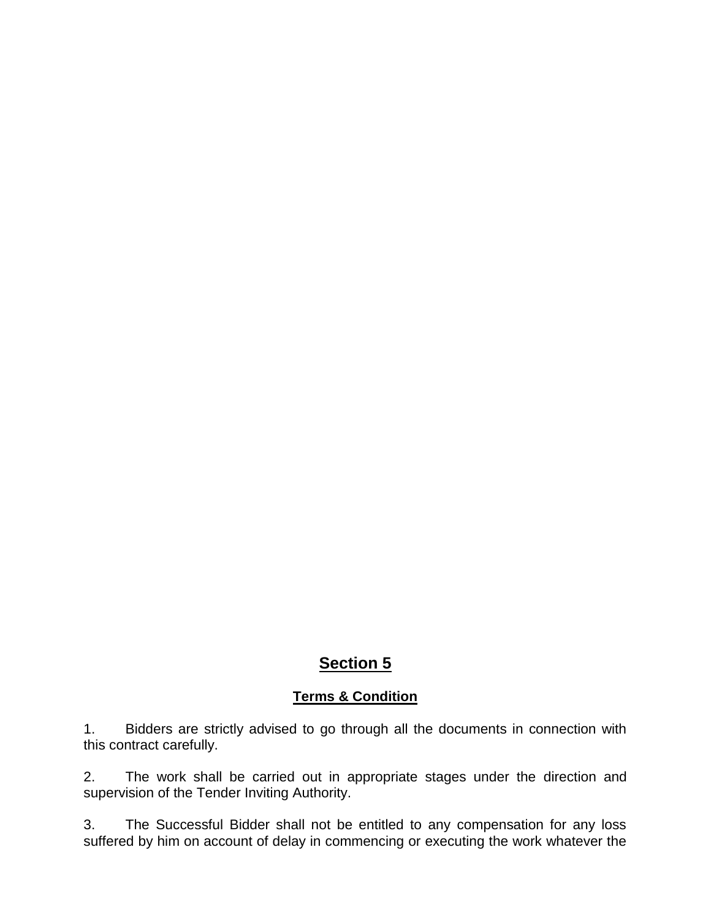# Section 5

## Terms & Condition

1. Bidders are strictly advised to go through all the documents in connection with this contract carefully.

2. The work shall be carried out in appropriate stages under the direction and supervision of the Tender Inviting Authority.

3. The Successful Bidder shall not be entitled to any compensation for any loss suffered by him on account of delay in commencing or executing the work whatever the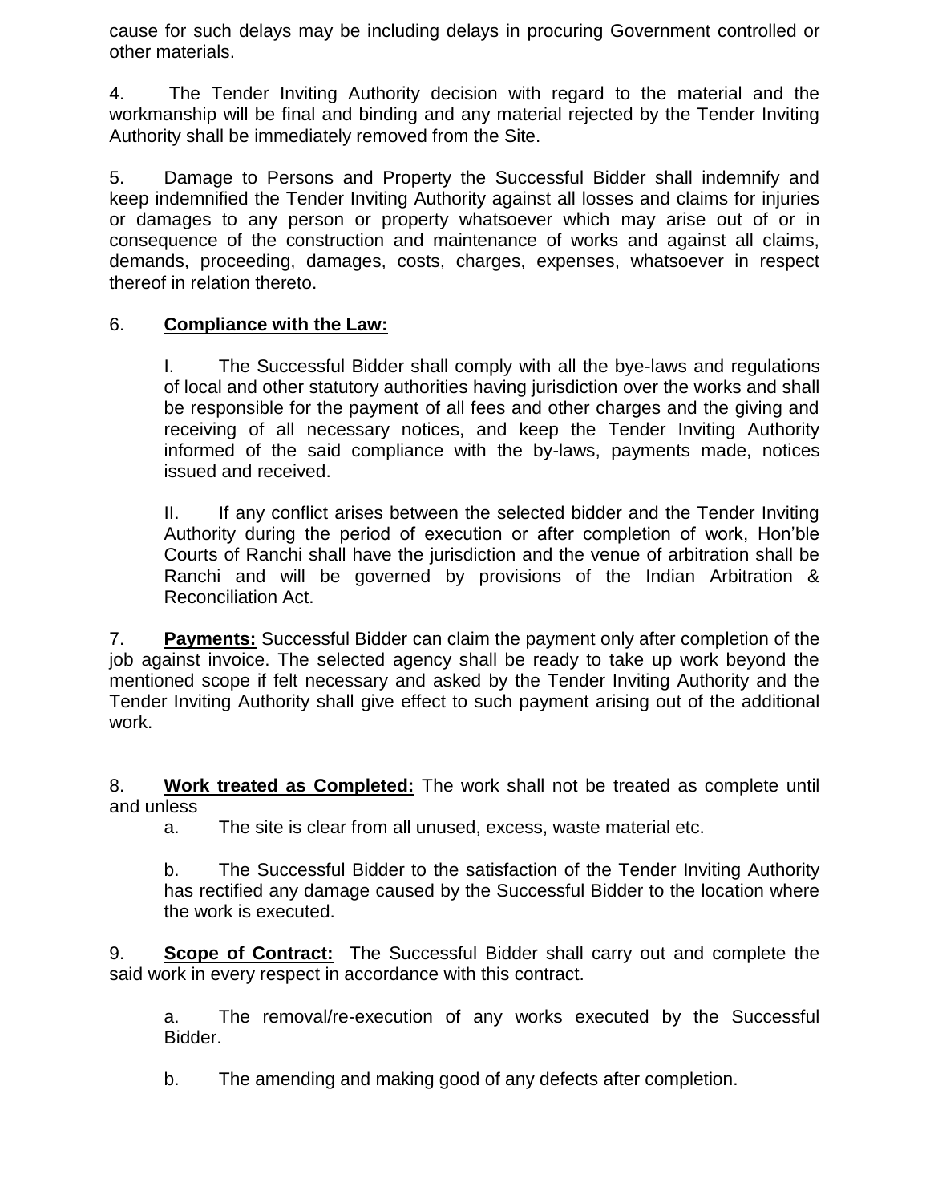cause for such delays may be including delays in procuring Government controlled or other materials.

4. The Tender Inviting Authority decision with regard to the material and the workmanship will be final and binding and any material rejected by the Tender Inviting Authority shall be immediately removed from the Site.

5. Damage to Persons and Property the Successful Bidder shall indemnify and keep indemnified the Tender Inviting Authority against all losses and claims for injuries or damages to any person or property whatsoever which may arise out of or in consequence of the construction and maintenance of works and against all claims, demands, proceeding, damages, costs, charges, expenses, whatsoever in respect thereof in relation thereto.

6. **<u>Compliance with the Law:</u>**

    I. The Successful Bidder shall comply with all the bye-laws and regulations of local and other statutory authorities having jurisdiction over the works and shall be responsible for the payment of all fees and other charges and the giving and receiving of all necessary notices, and keep the Tender Inviting Authority informed of the said compliance with the by-laws, payments made, notices issued and received.

    II. If any conflict arises between the selected bidder and the Tender Inviting Authority during the period of execution or after completion of work, Hon'ble Courts of Ranchi shall have the jurisdiction and the venue of arbitration shall be Ranchi and will be governed by provisions of the Indian Arbitration & Reconciliation Act.

7. **<u>Payments:</u>** Successful Bidder can claim the payment only after completion of the job against invoice. The selected agency shall be ready to take up work beyond the mentioned scope if felt necessary and asked by the Tender Inviting Authority and the Tender Inviting Authority shall give effect to such payment arising out of the additional work.

8. **<u>Work treated as Completed:</u>** The work shall not be treated as complete until and unless

    a. The site is clear from all unused, excess, waste material etc.

    b. The Successful Bidder to the satisfaction of the Tender Inviting Authority has rectified any damage caused by the Successful Bidder to the location where the work is executed.

9. **<u>Scope of Contract:</u>** The Successful Bidder shall carry out and complete the said work in every respect in accordance with this contract.

    a. The removal/re-execution of any works executed by the Successful Bidder.

    b. The amending and making good of any defects after completion.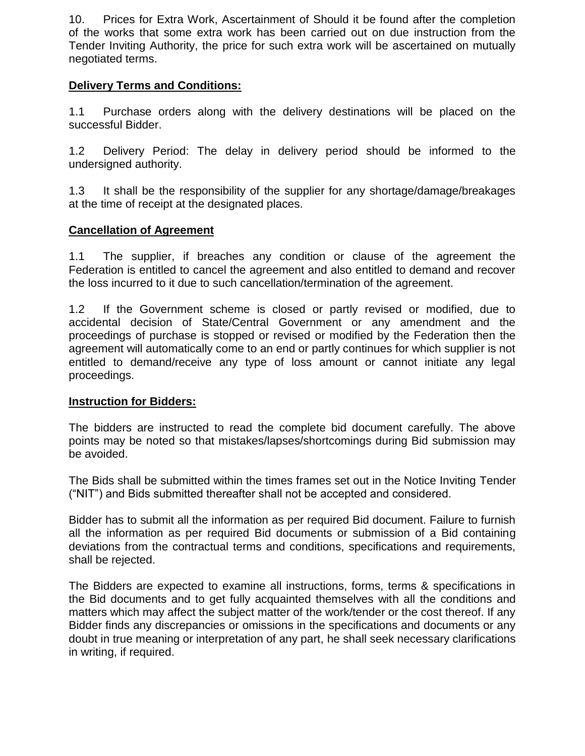10. Prices for Extra Work, Ascertainment of Should it be found after the completion of the works that some extra work has been carried out on due instruction from the Tender Inviting Authority, the price for such extra work will be ascertained on mutually negotiated terms.

**Delivery Terms and Conditions:**

1.1 Purchase orders along with the delivery destinations will be placed on the successful Bidder.

1.2 Delivery Period: The delay in delivery period should be informed to the undersigned authority.

1.3 It shall be the responsibility of the supplier for any shortage/damage/breakages at the time of receipt at the designated places.

**Cancellation of Agreement**

1.1 The supplier, if breaches any condition or clause of the agreement the Federation is entitled to cancel the agreement and also entitled to demand and recover the loss incurred to it due to such cancellation/termination of the agreement.

1.2 If the Government scheme is closed or partly revised or modified, due to accidental decision of State/Central Government or any amendment and the proceedings of purchase is stopped or revised or modified by the Federation then the agreement will automatically come to an end or partly continues for which supplier is not entitled to demand/receive any type of loss amount or cannot initiate any legal proceedings.

**Instruction for Bidders:**

The bidders are instructed to read the complete bid document carefully. The above points may be noted so that mistakes/lapses/shortcomings during Bid submission may be avoided.

The Bids shall be submitted within the times frames set out in the Notice Inviting Tender ("NIT") and Bids submitted thereafter shall not be accepted and considered.

Bidder has to submit all the information as per required Bid document. Failure to furnish all the information as per required Bid documents or submission of a Bid containing deviations from the contractual terms and conditions, specifications and requirements, shall be rejected.

The Bidders are expected to examine all instructions, forms, terms & specifications in the Bid documents and to get fully acquainted themselves with all the conditions and matters which may affect the subject matter of the work/tender or the cost thereof. If any Bidder finds any discrepancies or omissions in the specifications and documents or any doubt in true meaning or interpretation of any part, he shall seek necessary clarifications in writing, if required.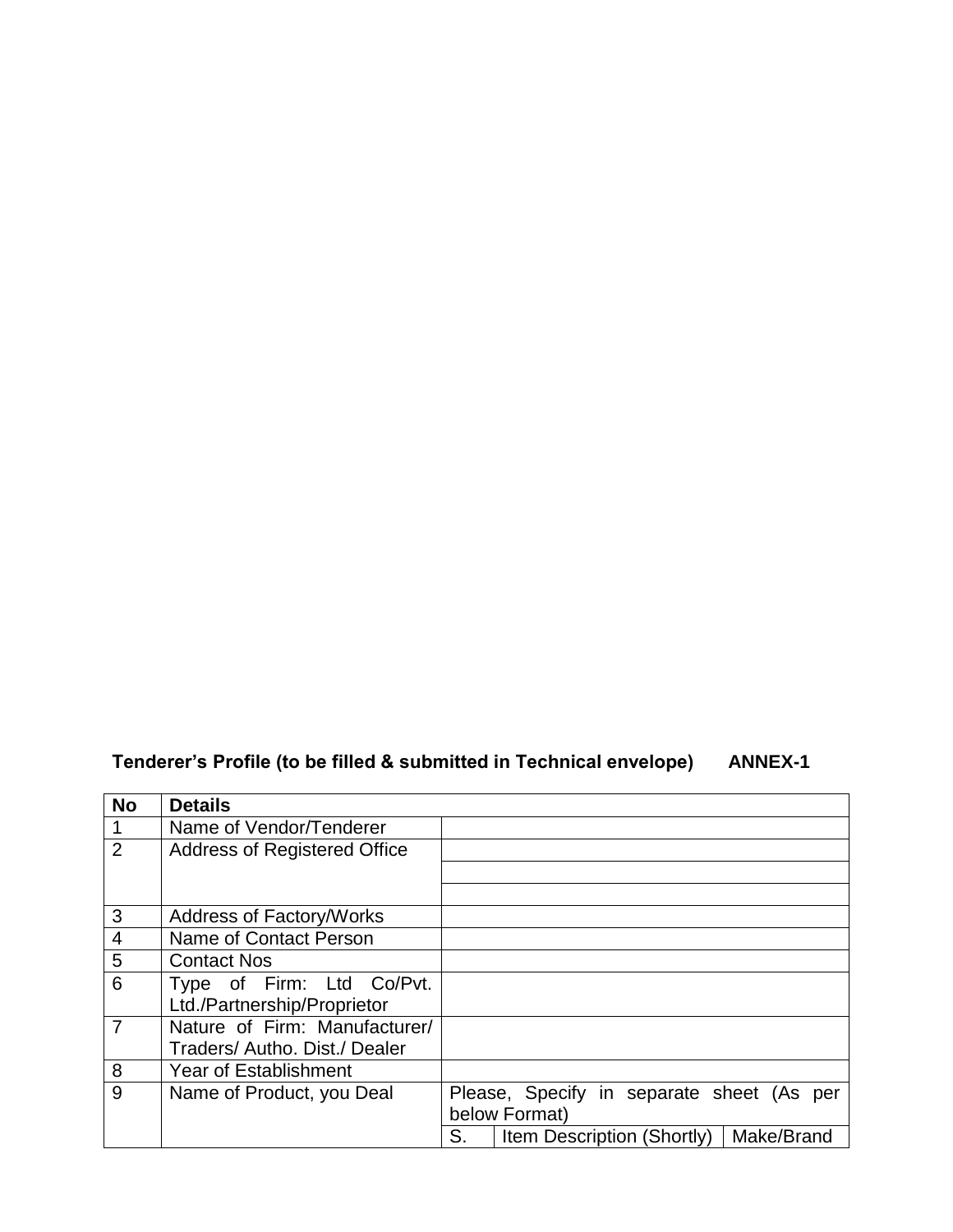**Tenderer's Profile (to be filled & submitted in Technical envelope) ANNEX-1**

| No | Details | | | |
|---|---|---|---|---|
| 1 | Name of Vendor/Tenderer | | | |
| 2 | Address of Registered Office | | | |
| | | | | |
| | | | | |
| 3 | Address of Factory/Works | | | |
| 4 | Name of Contact Person | | | |
| 5 | Contact Nos | | | |
| 6 | Type of Firm: Ltd Co/Pvt. Ltd./Partnership/Proprietor | | | |
| 7 | Nature of Firm: Manufacturer/ Traders/ Autho. Dist./ Dealer | | | |
| 8 | Year of Establishment | | | |
| 9 | Name of Product, you Deal | Please, Specify in separate sheet (As per below Format) | | |
| | | S. | Item Description (Shortly) | Make/Brand |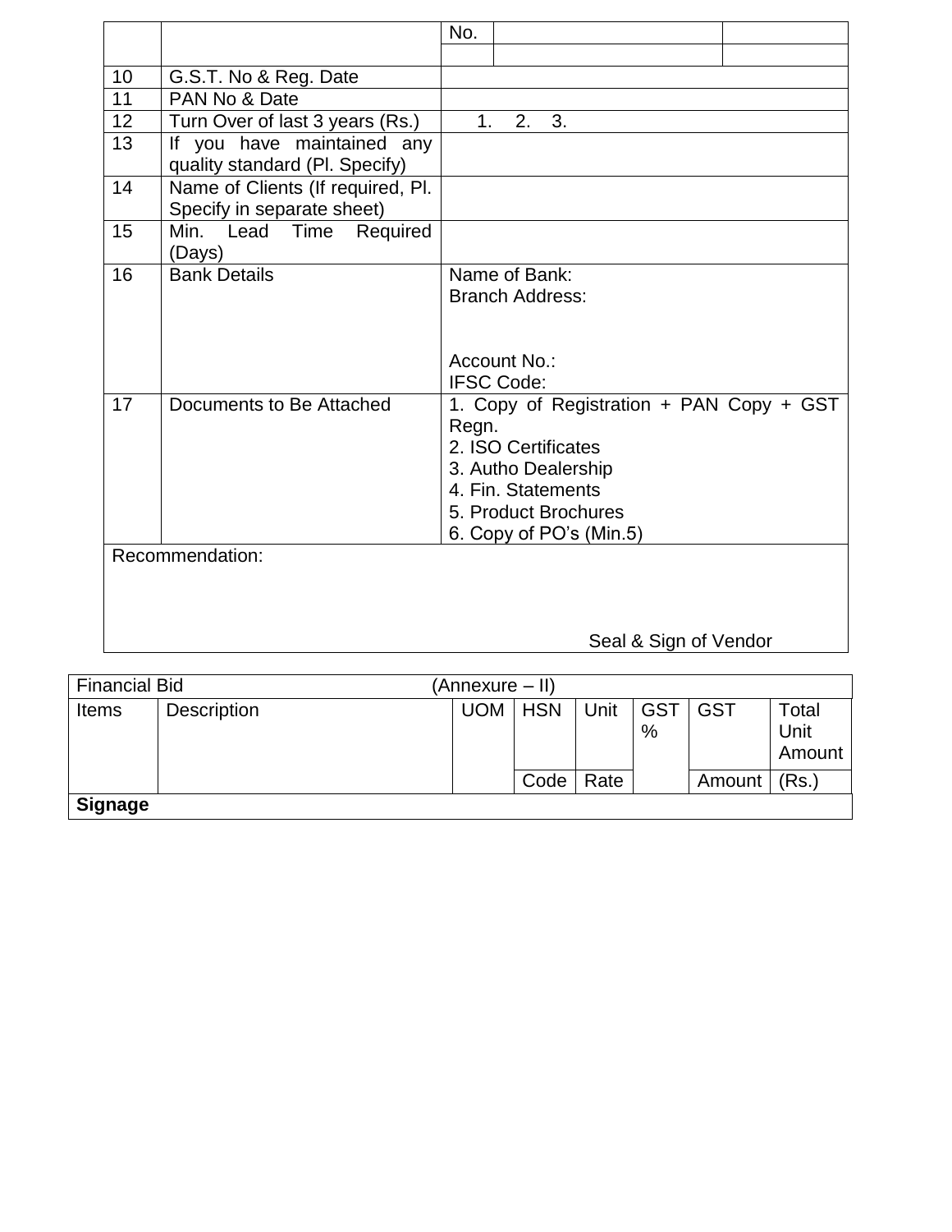|  |  | No. |  |  |
|---|---|---|---|---|
|  |  |  |  |  |
| 10 | G.S.T. No & Reg. Date |  |  |  |
| 11 | PAN No & Date |  |  |  |
| 12 | Turn Over of last 3 years (Rs.) | 1. 2. 3. |  |  |
| 13 | If you have maintained any quality standard (Pl. Specify) |  |  |  |
| 14 | Name of Clients (If required, Pl. Specify in separate sheet) |  |  |  |
| 15 | Min. Lead Time Required (Days) |  |  |  |
| 16 | Bank Details | Name of Bank:<br>Branch Address:<br><br>Account No.:<br>IFSC Code: |  |  |
| 17 | Documents to Be Attached | 1. Copy of Registration + PAN Copy + GST Regn.<br>2. ISO Certificates<br>3. Autho Dealership<br>4. Fin. Statements<br>5. Product Brochures<br>6. Copy of PO's (Min.5) |  |  |
| Recommendation:<br><br>Seal & Sign of Vendor |  |  |  |  |

| Financial Bid (Annexure – II) |  |  |  |  |  |  |  |
|---|---|---|---|---|---|---|---|
| Items | Description | UOM | HSN Code | Unit Rate | GST % | GST Amount | Total Unit Amount (Rs.) |
| **Signage** |  |  |  |  |  |  |  |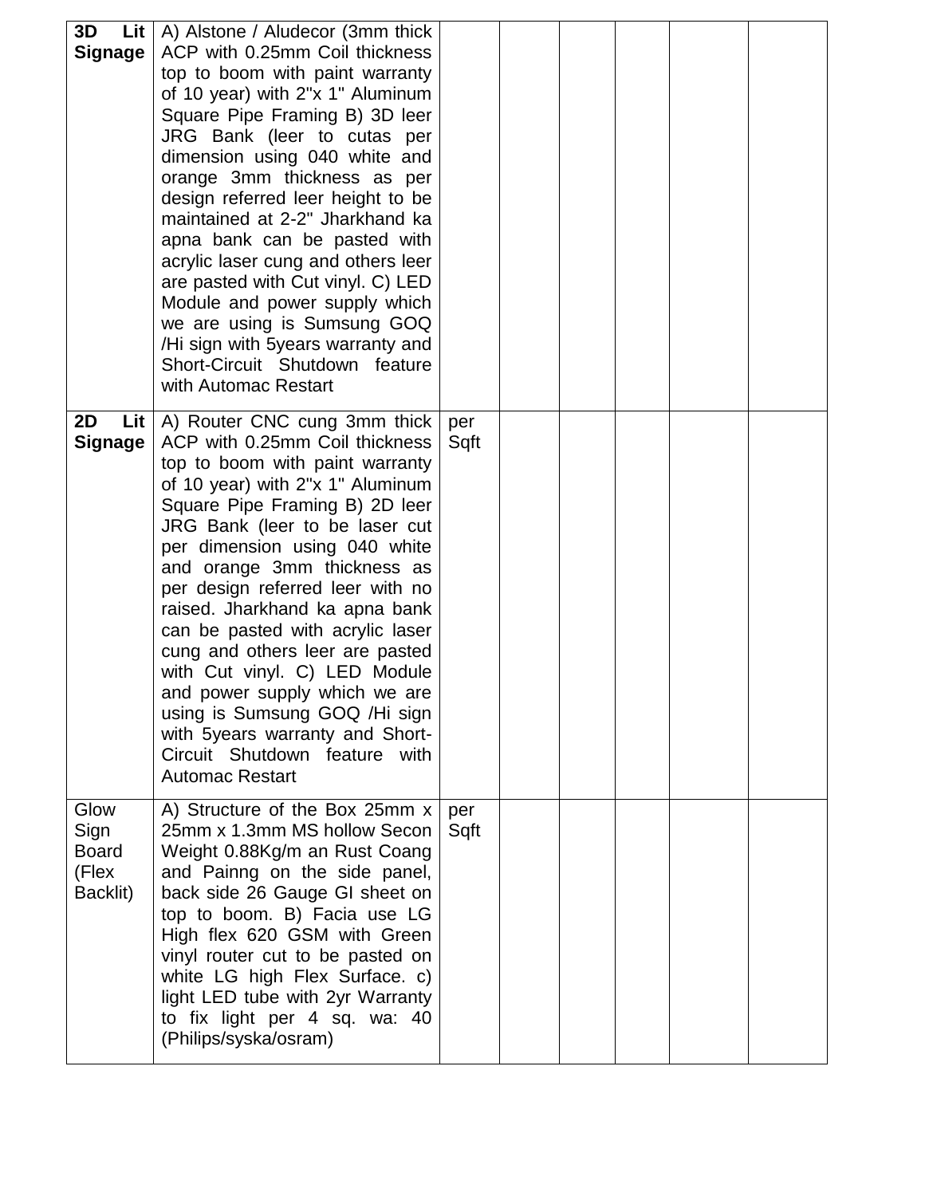| | | | | | | | |
|---|---|---|---|---|---|---|---|
| **3D Lit Signage** | A) Alstone / Aludecor (3mm thick ACP with 0.25mm Coil thickness top to boom with paint warranty of 10 year) with 2"x 1" Aluminum Square Pipe Framing B) 3D leer JRG Bank (leer to cutas per dimension using 040 white and orange 3mm thickness as per design referred leer height to be maintained at 2-2" Jharkhand ka apna bank can be pasted with acrylic laser cung and others leer are pasted with Cut vinyl. C) LED Module and power supply which we are using is Sumsung GOQ /Hi sign with 5years warranty and Short-Circuit Shutdown feature with Automac Restart | | | | | | |
| **2D Lit Signage** | A) Router CNC cung 3mm thick ACP with 0.25mm Coil thickness top to boom with paint warranty of 10 year) with 2"x 1" Aluminum Square Pipe Framing B) 2D leer JRG Bank (leer to be laser cut per dimension using 040 white and orange 3mm thickness as per design referred leer with no raised. Jharkhand ka apna bank can be pasted with acrylic laser cung and others leer pasted with Cut vinyl. C) LED Module and power supply which we are using is Sumsung GOQ /Hi sign with 5years warranty and Short-Circuit Shutdown feature with Automac Restart | per Sqft | | | | | |
| Glow Sign Board (Flex Backlit) | A) Structure of the Box 25mm x 25mm x 1.3mm MS hollow Secon Weight 0.88Kg/m an Rust Coang and Painng on the side panel, back side 26 Gauge GI sheet on top to boom. B) Facia use LG High flex 620 GSM with Green vinyl router cut to be pasted on white LG high Flex Surface. c) light LED tube with 2yr Warranty to fix light per 4 sq. wa: 40 (Philips/syska/osram) | per Sqft | | | | | |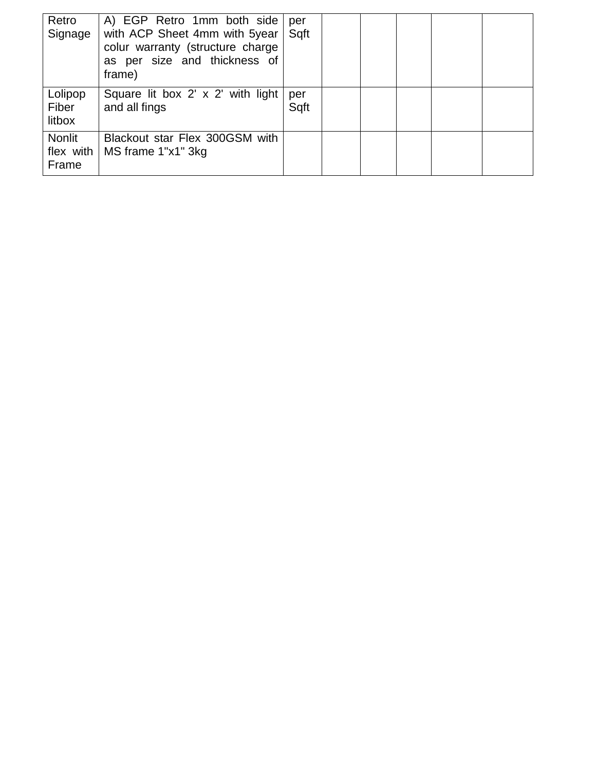| | | | | | | | |
|---|---|---|---|---|---|---|---|
| Retro Signage | A) EGP Retro 1mm both side with ACP Sheet 4mm with 5year colur warranty (structure charge as per size and thickness of frame) | per Sqft | | | | | |
| Lolipop Fiber litbox | Square lit box 2' x 2' with light and all fings | per Sqft | | | | | |
| Nonlit flex with Frame | Blackout star Flex 300GSM with MS frame 1"x1" 3kg | | | | | | |